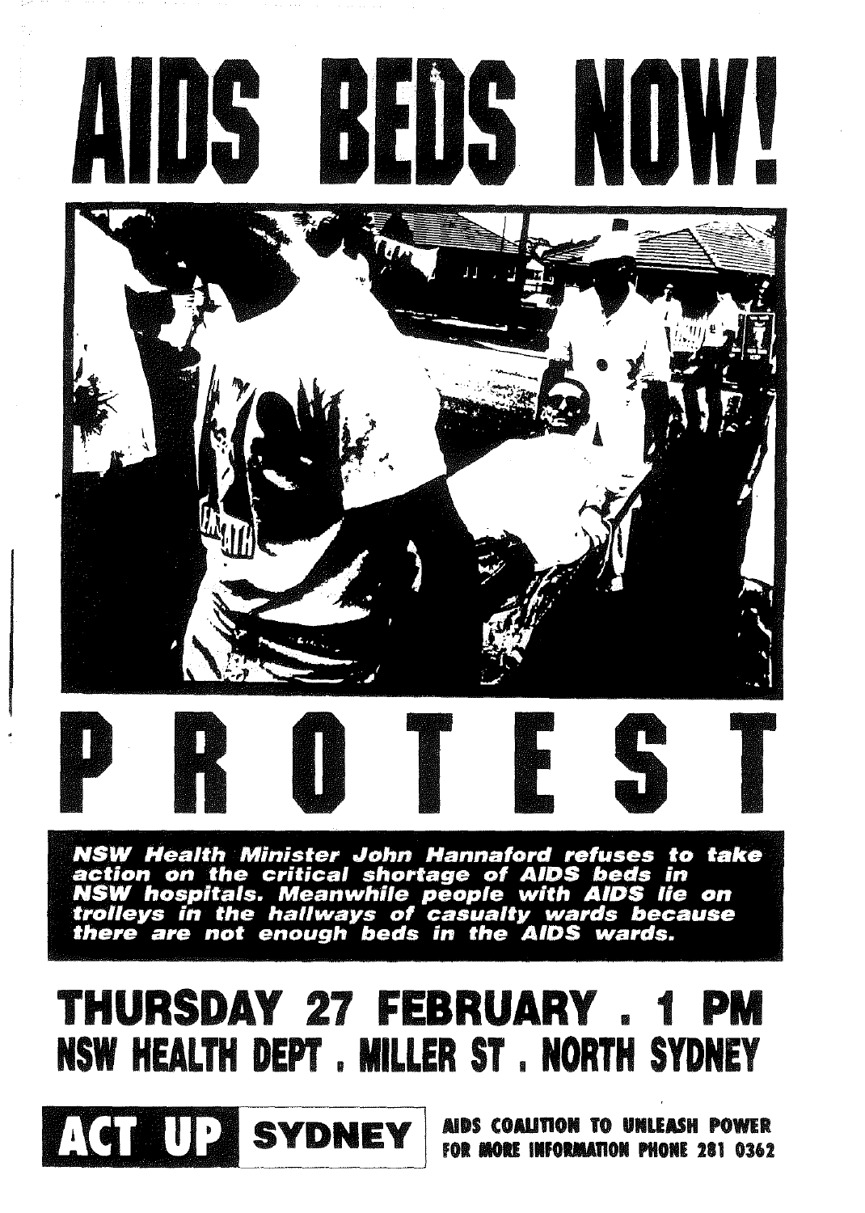# AIDS BEDS NOW!

# PROTEST

***NSW Health Minister John Hannaford refuses to take action on the critical shortage of AIDS beds in NSW hospitals. Meanwhile people with AIDS lie on trolleys in the hallways of casualty wards because there are not enough beds in the AIDS wards.***

## THURSDAY 27 FEBRUARY . 1 PM
## NSW HEALTH DEPT . MILLER ST . NORTH SYDNEY

**ACT UP SYDNEY**

AIDS COALITION TO UNLEASH POWER
FOR MORE INFORMATION PHONE 281 0362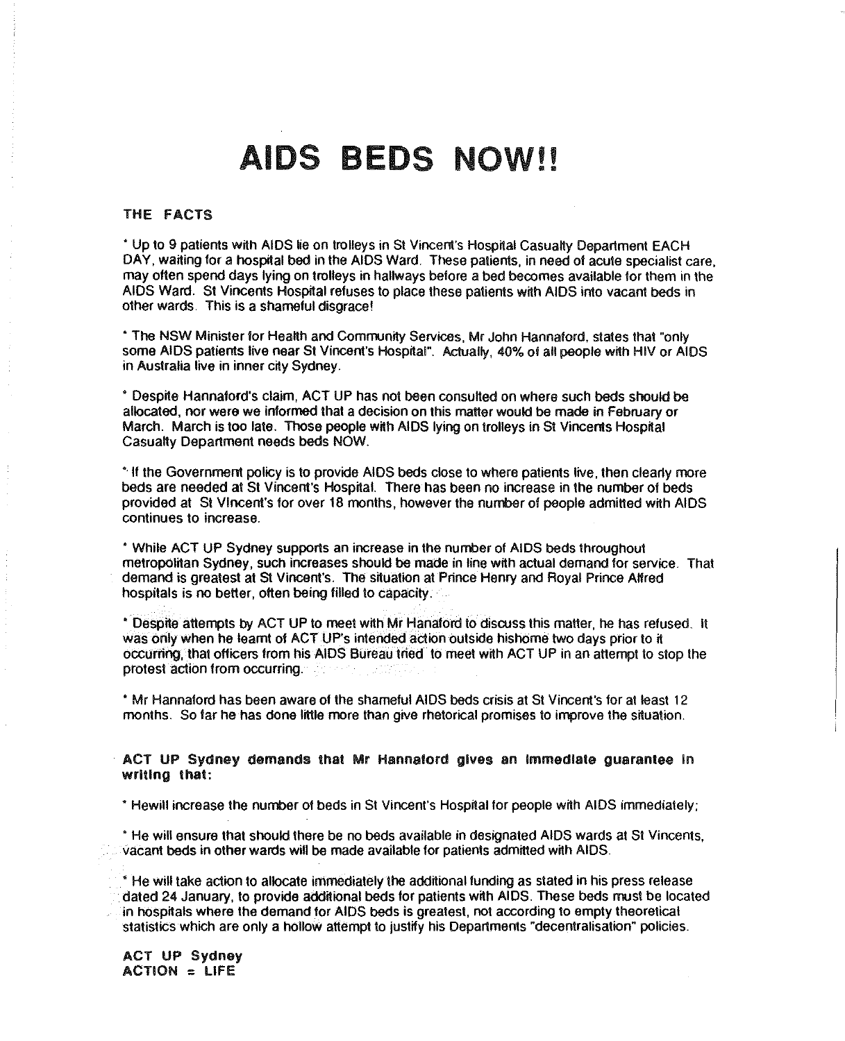# AIDS BEDS NOW!!

**THE FACTS**

* Up to 9 patients with AIDS lie on trolleys in St Vincent's Hospital Casualty Department EACH DAY, waiting for a hospital bed in the AIDS Ward. These patients, in need of acute specialist care, may often spend days lying on trolleys in hallways before a bed becomes available for them in the AIDS Ward. St Vincents Hospital refuses to place these patients with AIDS into vacant beds in other wards. This is a shameful disgrace!

* The NSW Minister for Health and Community Services, Mr John Hannaford, states that "only some AIDS patients live near St Vincent's Hospital". Actually, 40% of all people with HIV or AIDS in Australia live in inner city Sydney.

* Despite Hannaford's claim, ACT UP has not been consulted on where such beds should be allocated, nor were we informed that a decision on this matter would be made in February or March. March is too late. Those people with AIDS lying on trolleys in St Vincents Hospital Casualty Department needs beds NOW.

* If the Government policy is to provide AIDS beds close to where patients live, then clearly more beds are needed at St Vincent's Hospital. There has been no increase in the number of beds provided at St Vincent's for over 18 months, however the number of people admitted with AIDS continues to increase.

* While ACT UP Sydney supports an increase in the number of AIDS beds throughout metropolitan Sydney, such increases should be made in line with actual demand for service. That demand is greatest at St Vincent's. The situation at Prince Henry and Royal Prince Alfred hospitals is no better, often being filled to capacity.

* Despite attempts by ACT UP to meet with Mr Hanaford to discuss this matter, he has refused. It was only when he learnt of ACT UP's intended action outside hishome two days prior to it occurring, that officers from his AIDS Bureau tried to meet with ACT UP in an attempt to stop the protest action from occurring.

* Mr Hannaford has been aware of the shameful AIDS beds crisis at St Vincent's for at least 12 months. So far he has done little more than give rhetorical promises to improve the situation.

**ACT UP Sydney demands that Mr Hannaford gives an immediate guarantee in writing that:**

* Hewill increase the number of beds in St Vincent's Hospital for people with AIDS immediately;

* He will ensure that should there be no beds available in designated AIDS wards at St Vincents, vacant beds in other wards will be made available for patients admitted with AIDS.

* He will take action to allocate immediately the additional funding as stated in his press release dated 24 January, to provide additional beds for patients with AIDS. These beds must be located in hospitals where the demand for AIDS beds is greatest, not according to empty theoretical statistics which are only a hollow attempt to justify his Departments "decentralisation" policies.

**ACT UP Sydney**
**ACTION = LIFE**